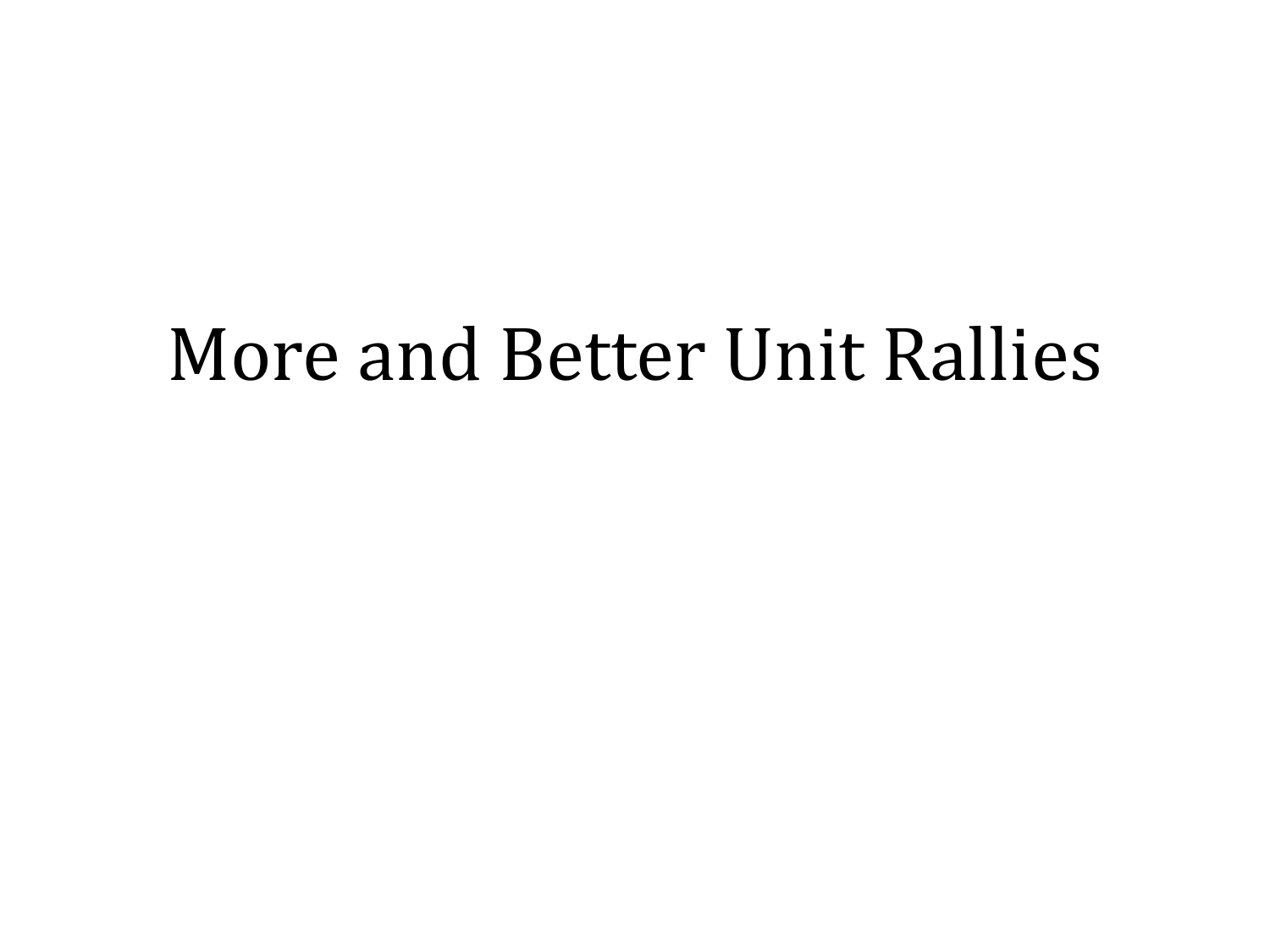# More and Better Unit Rallies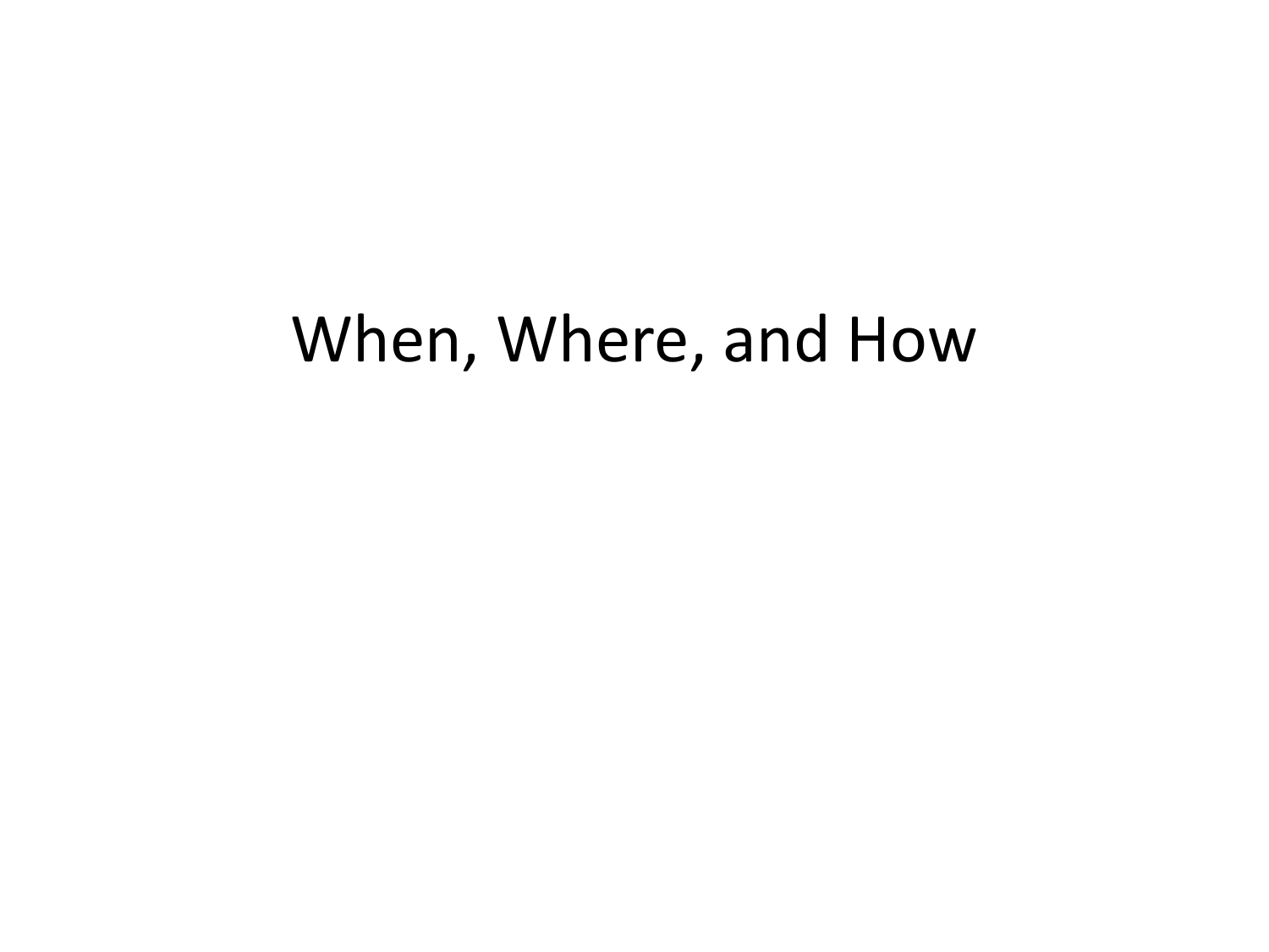# When, Where, and How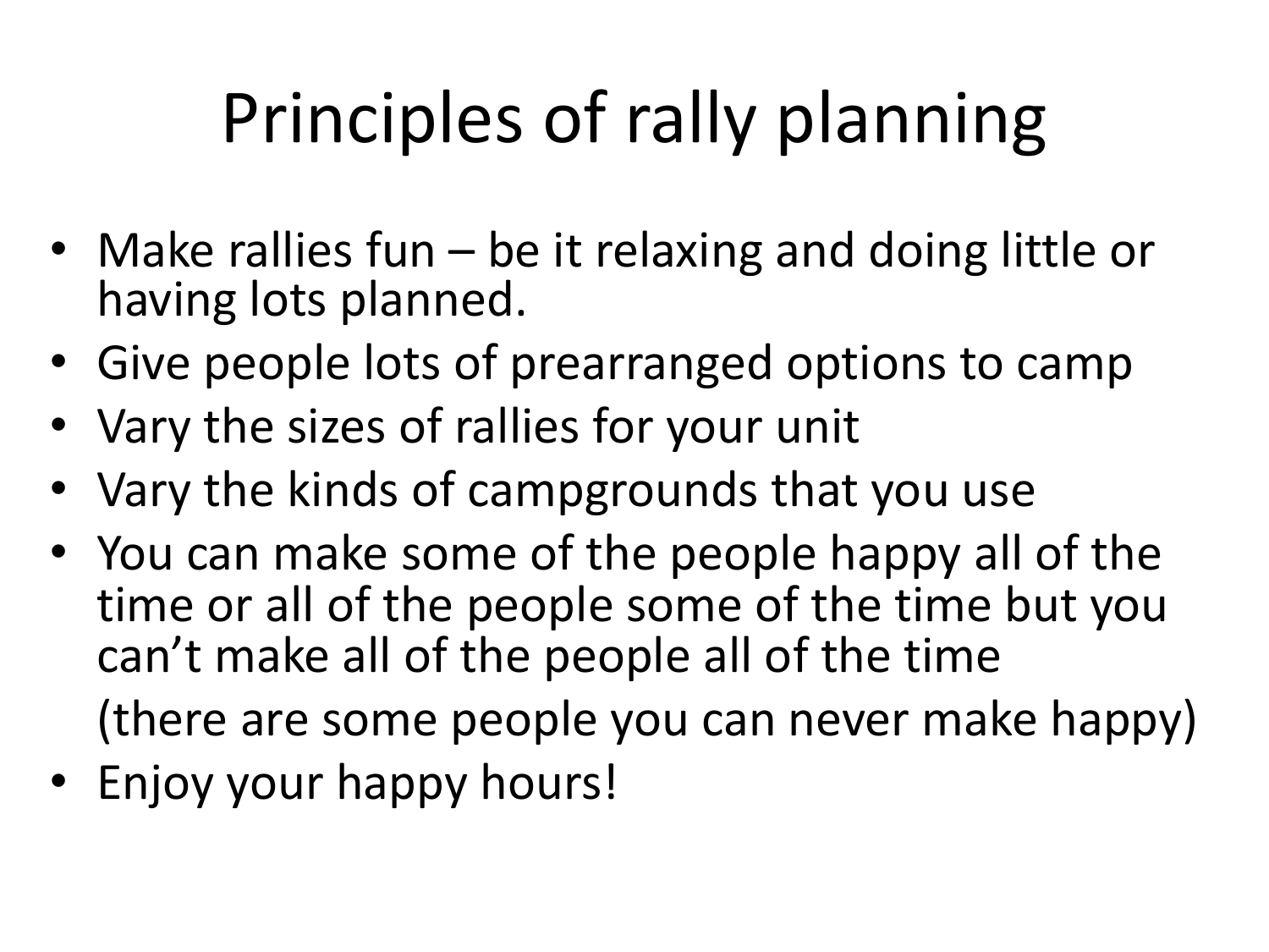# Principles of rally planning

- Make rallies fun – be it relaxing and doing little or having lots planned.
- Give people lots of prearranged options to camp
- Vary the sizes of rallies for your unit
- Vary the kinds of campgrounds that you use
- You can make some of the people happy all of the time or all of the people some of the time but you can't make all of the people all of the time

  (there are some people you can never make happy)
- Enjoy your happy hours!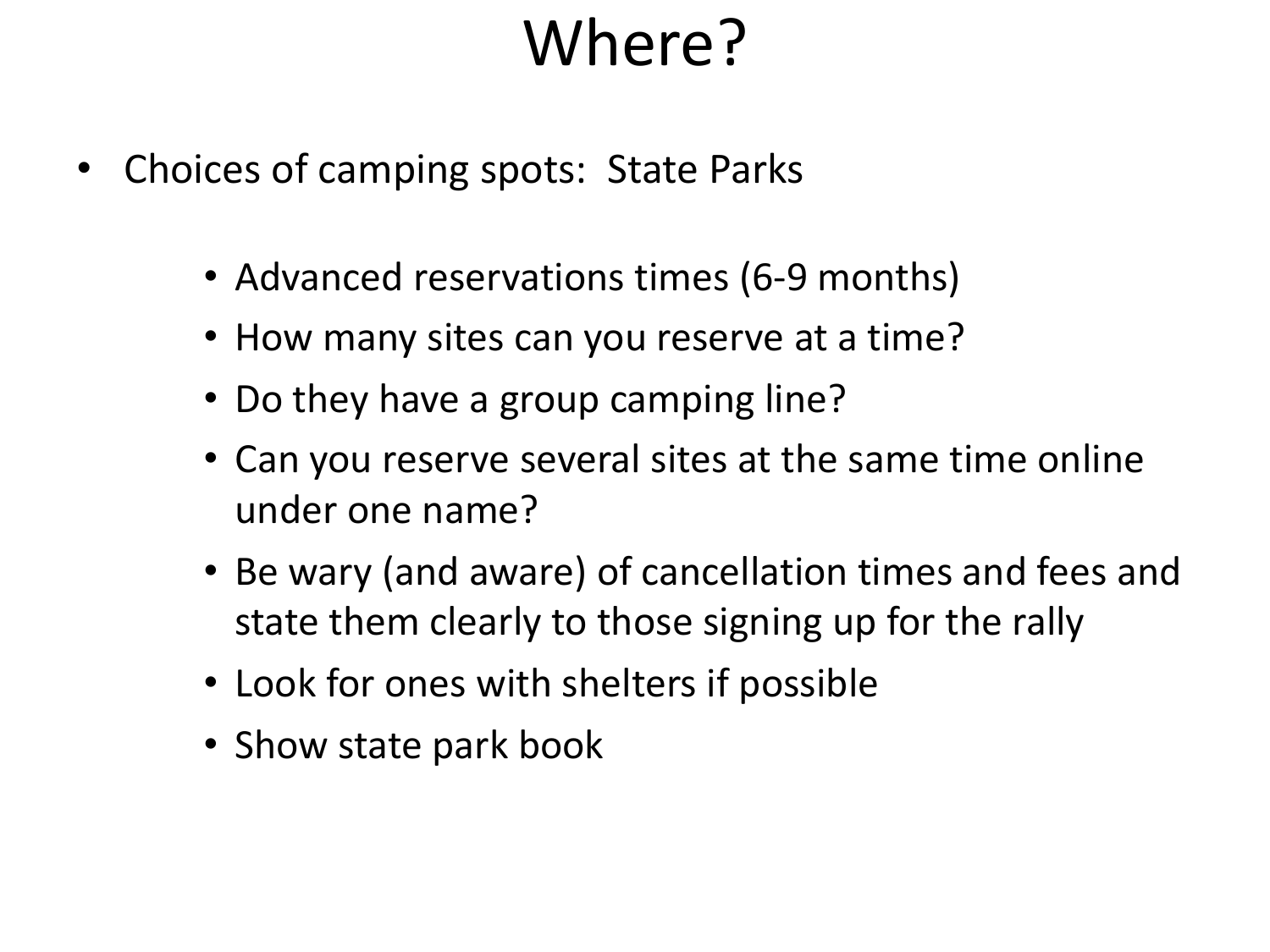# Where?

- Choices of camping spots:  State Parks
  - Advanced reservations times (6-9 months)
  - How many sites can you reserve at a time?
  - Do they have a group camping line?
  - Can you reserve several sites at the same time online under one name?
  - Be wary (and aware) of cancellation times and fees and state them clearly to those signing up for the rally
  - Look for ones with shelters if possible
  - Show state park book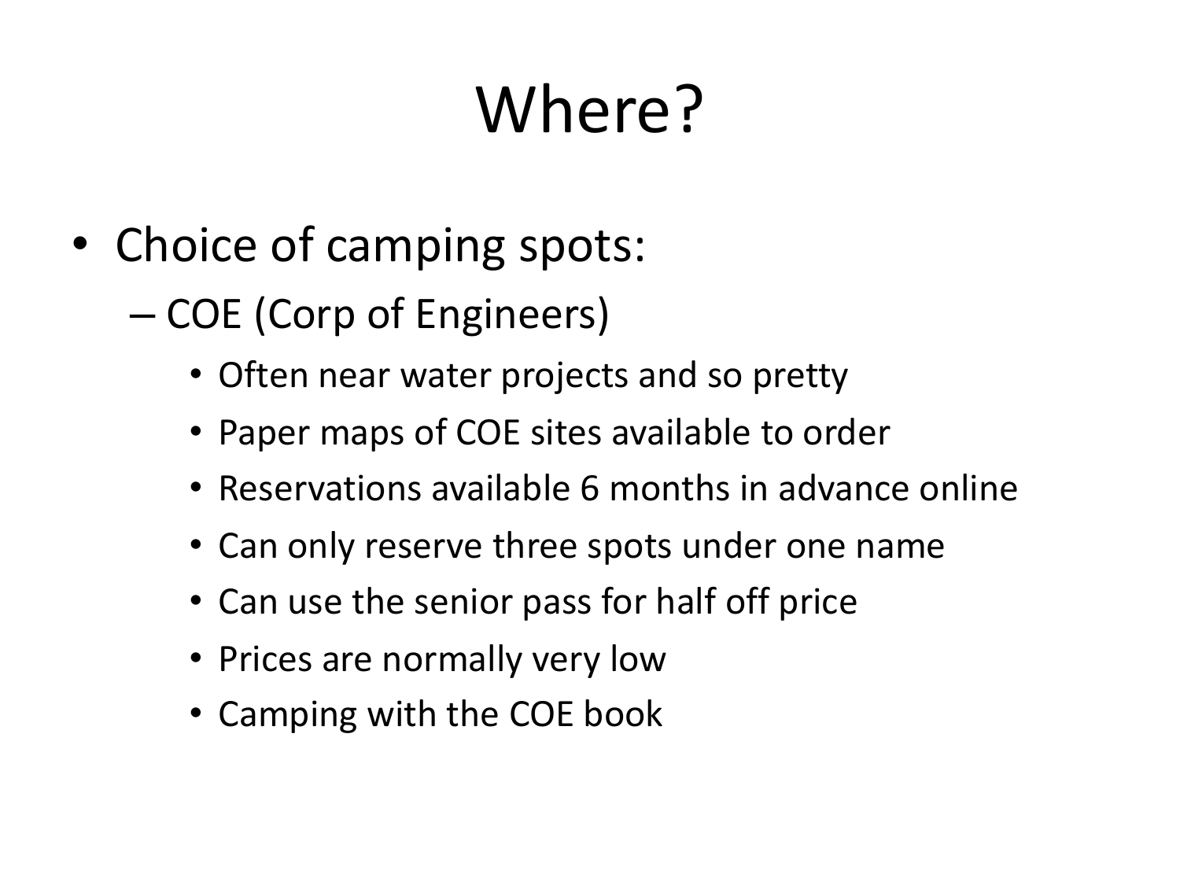# Where?

- Choice of camping spots:
  - COE (Corp of Engineers)
    - Often near water projects and so pretty
    - Paper maps of COE sites available to order
    - Reservations available 6 months in advance online
    - Can only reserve three spots under one name
    - Can use the senior pass for half off price
    - Prices are normally very low
    - Camping with the COE book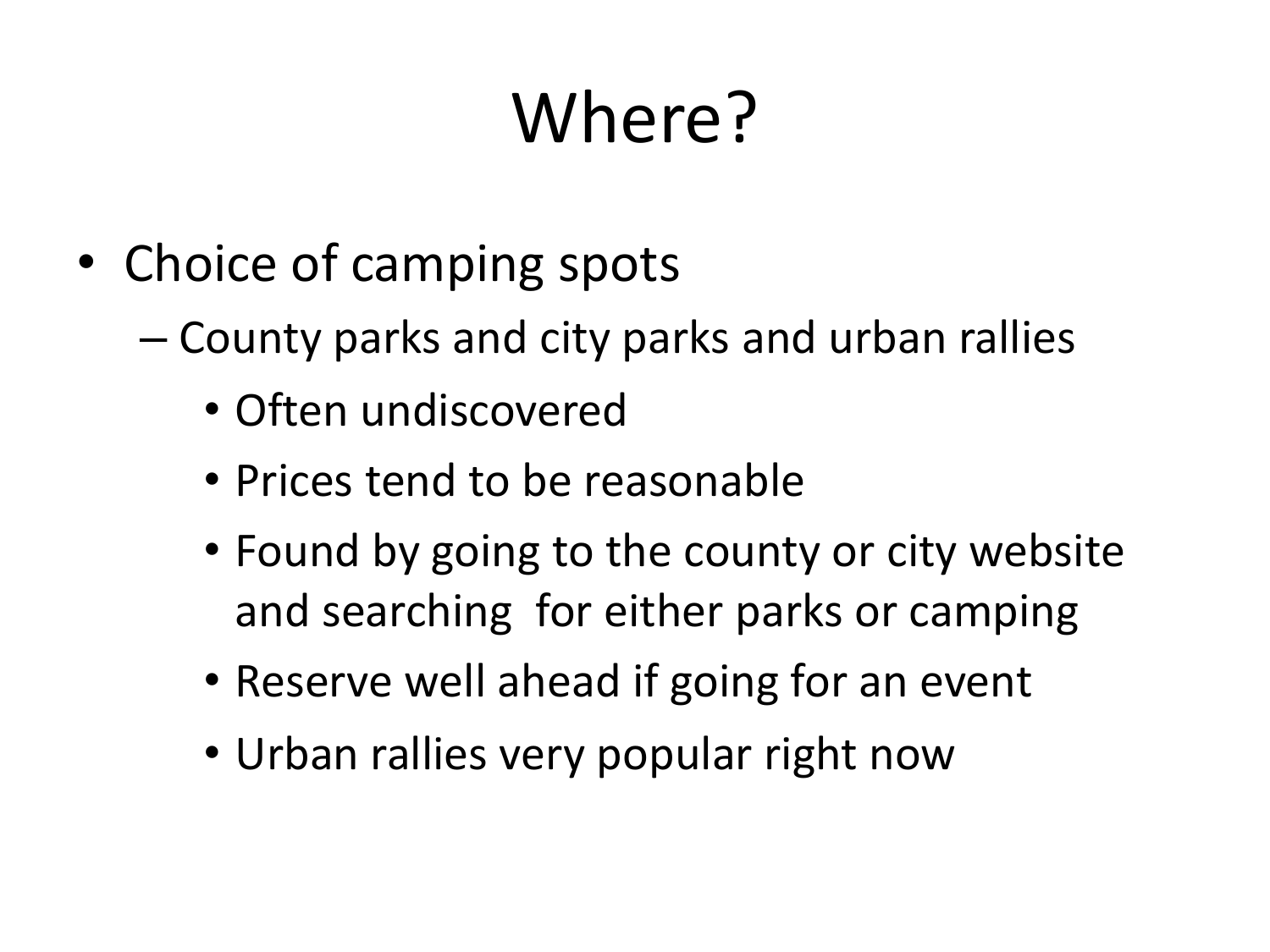# Where?

- Choice of camping spots
  - County parks and city parks and urban rallies
    - Often undiscovered
    - Prices tend to be reasonable
    - Found by going to the county or city website and searching for either parks or camping
    - Reserve well ahead if going for an event
    - Urban rallies very popular right now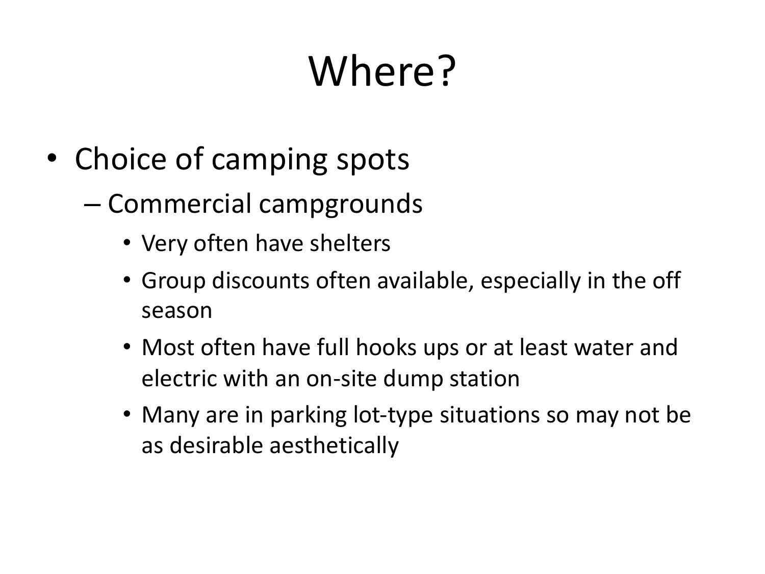# Where?

- Choice of camping spots
  - Commercial campgrounds
    - Very often have shelters
    - Group discounts often available, especially in the off season
    - Most often have full hooks ups or at least water and electric with an on-site dump station
    - Many are in parking lot-type situations so may not be as desirable aesthetically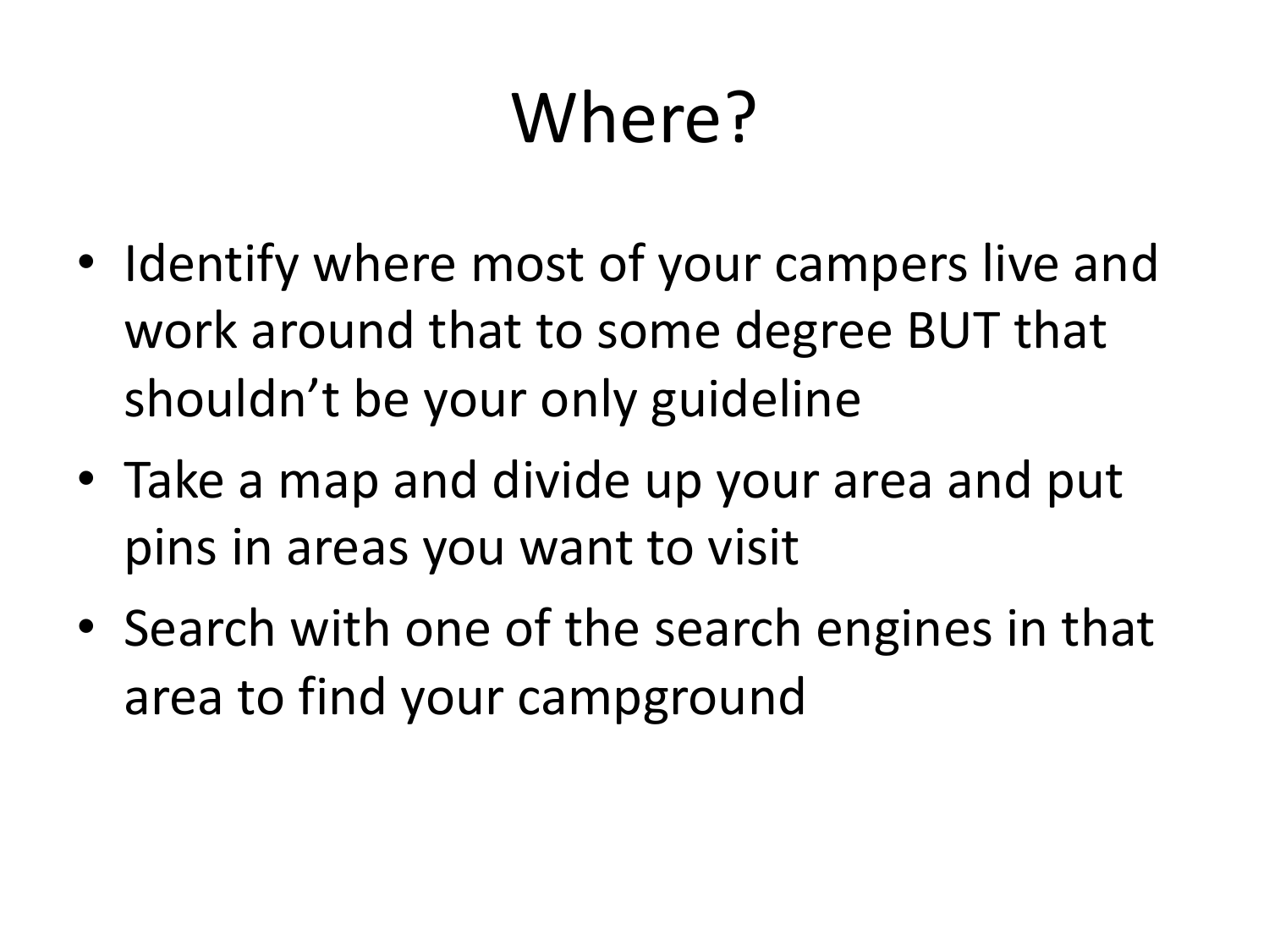# Where?

- Identify where most of your campers live and work around that to some degree BUT that shouldn't be your only guideline
- Take a map and divide up your area and put pins in areas you want to visit
- Search with one of the search engines in that area to find your campground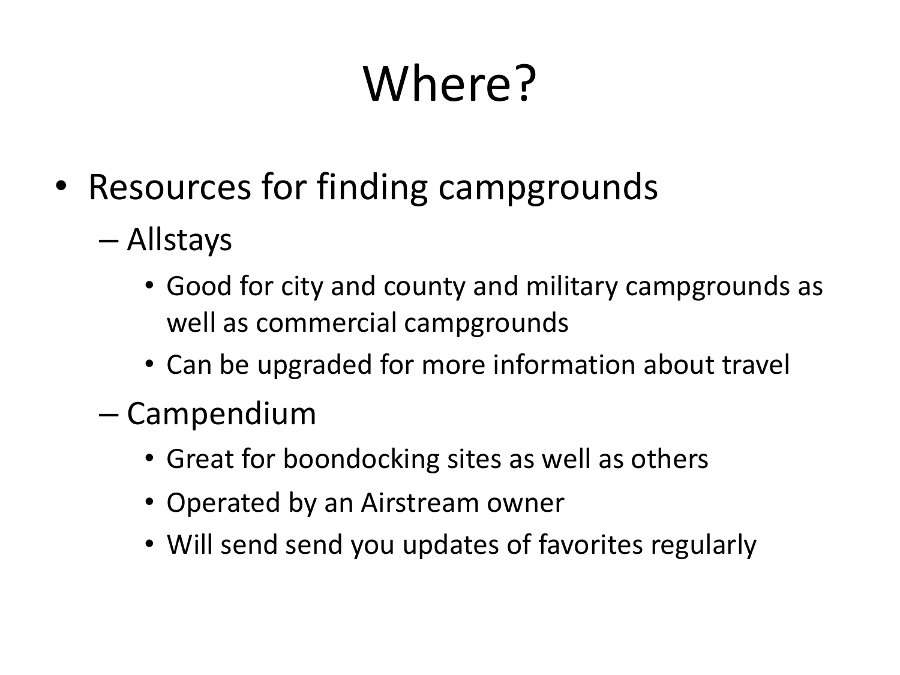# Where?

- Resources for finding campgrounds
  - Allstays
    - Good for city and county and military campgrounds as well as commercial campgrounds
    - Can be upgraded for more information about travel
  - Campendium
    - Great for boondocking sites as well as others
    - Operated by an Airstream owner
    - Will send send you updates of favorites regularly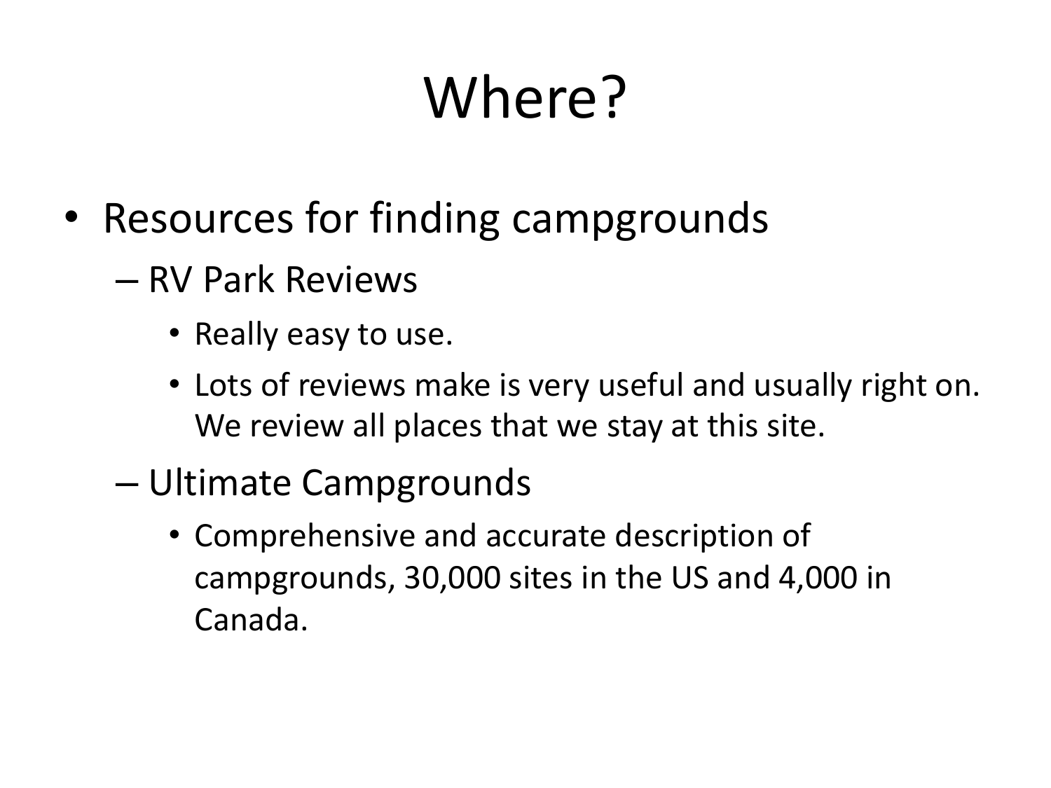# Where?

- Resources for finding campgrounds
  - RV Park Reviews
    - Really easy to use.
    - Lots of reviews make is very useful and usually right on. We review all places that we stay at this site.
  - Ultimate Campgrounds
    - Comprehensive and accurate description of campgrounds, 30,000 sites in the US and 4,000 in Canada.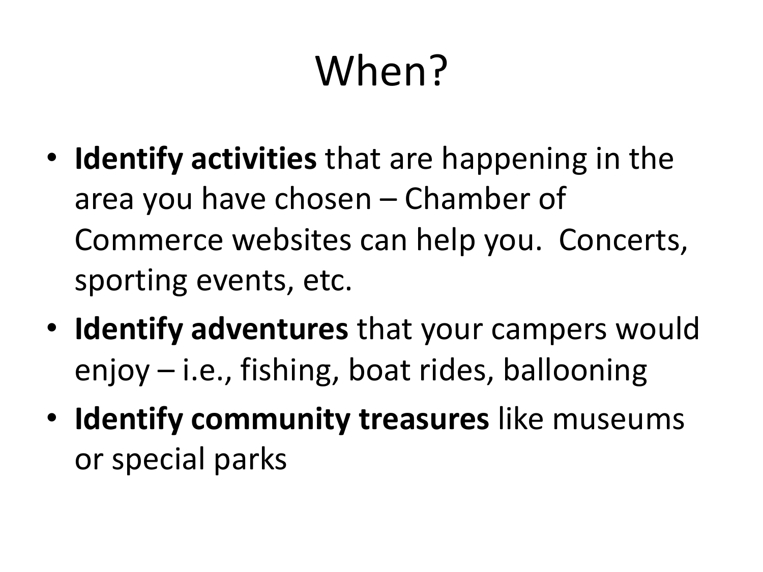# When?

- **Identify activities** that are happening in the area you have chosen – Chamber of Commerce websites can help you. Concerts, sporting events, etc.
- **Identify adventures** that your campers would enjoy – i.e., fishing, boat rides, ballooning
- **Identify community treasures** like museums or special parks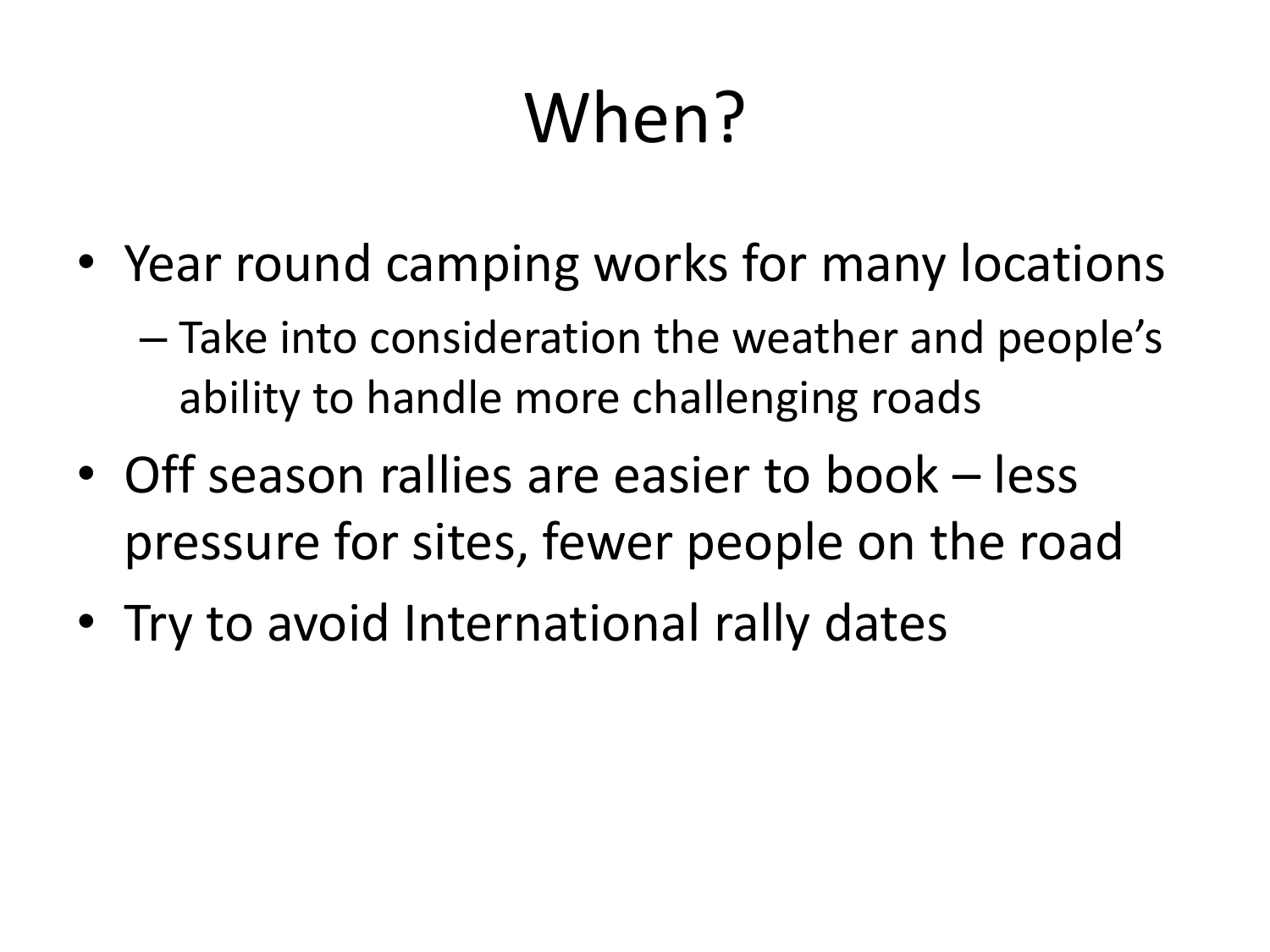# When?

- Year round camping works for many locations
  - Take into consideration the weather and people's ability to handle more challenging roads
- Off season rallies are easier to book – less pressure for sites, fewer people on the road
- Try to avoid International rally dates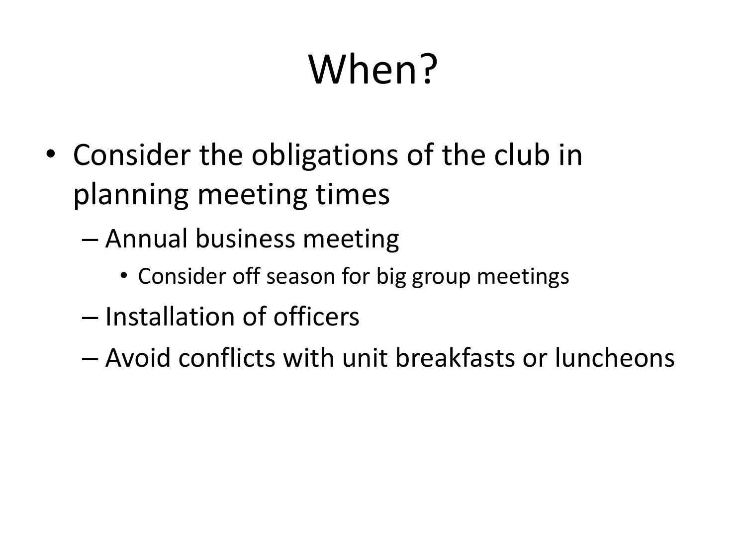# When?

- Consider the obligations of the club in planning meeting times
  - Annual business meeting
    - Consider off season for big group meetings
  - Installation of officers
  - Avoid conflicts with unit breakfasts or luncheons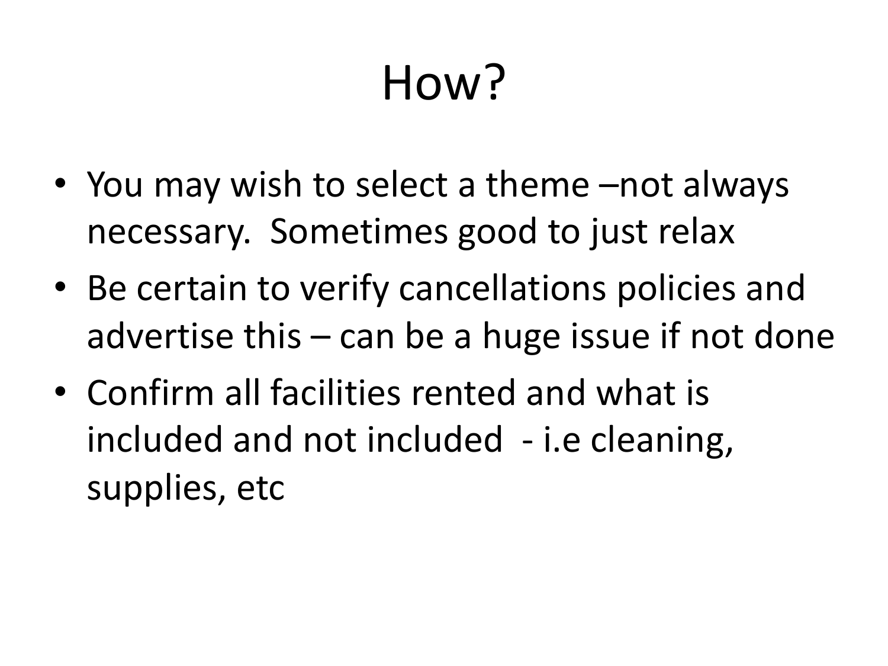# How?

- You may wish to select a theme –not always necessary. Sometimes good to just relax
- Be certain to verify cancellations policies and advertise this – can be a huge issue if not done
- Confirm all facilities rented and what is included and not included - i.e cleaning, supplies, etc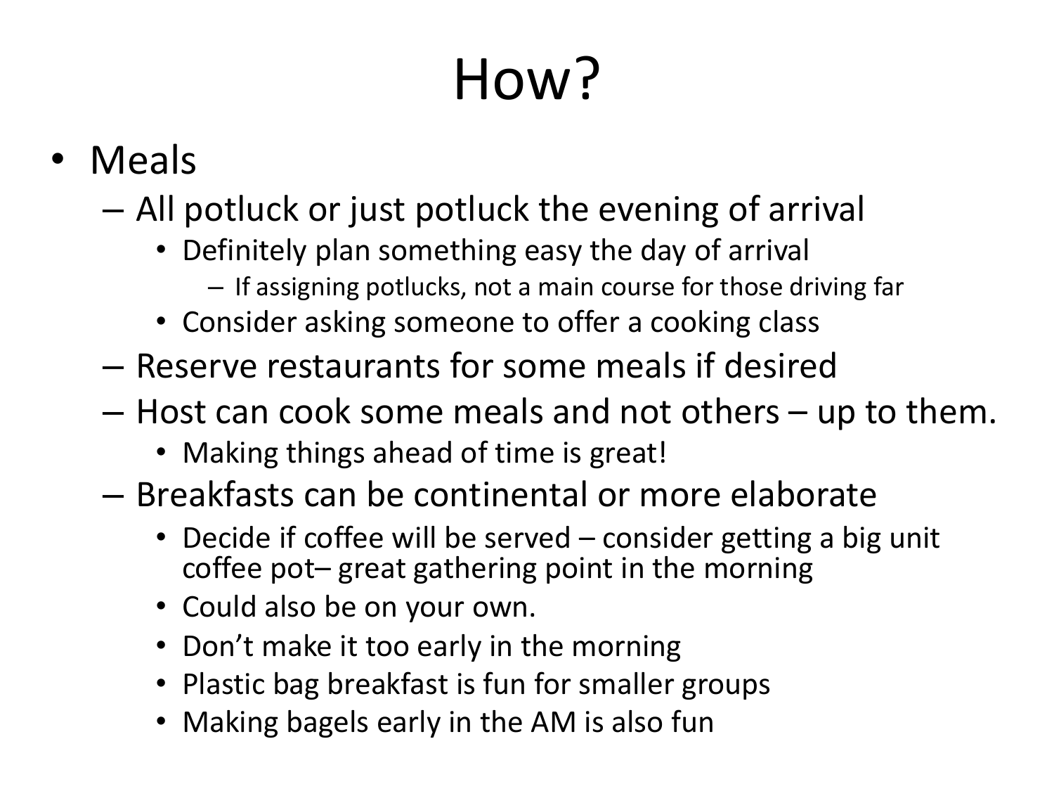# How?

- Meals
  - All potluck or just potluck the evening of arrival
    - Definitely plan something easy the day of arrival
      - If assigning potlucks, not a main course for those driving far
    - Consider asking someone to offer a cooking class
  - Reserve restaurants for some meals if desired
  - Host can cook some meals and not others – up to them.
    - Making things ahead of time is great!
  - Breakfasts can be continental or more elaborate
    - Decide if coffee will be served – consider getting a big unit coffee pot– great gathering point in the morning
    - Could also be on your own.
    - Don't make it too early in the morning
    - Plastic bag breakfast is fun for smaller groups
    - Making bagels early in the AM is also fun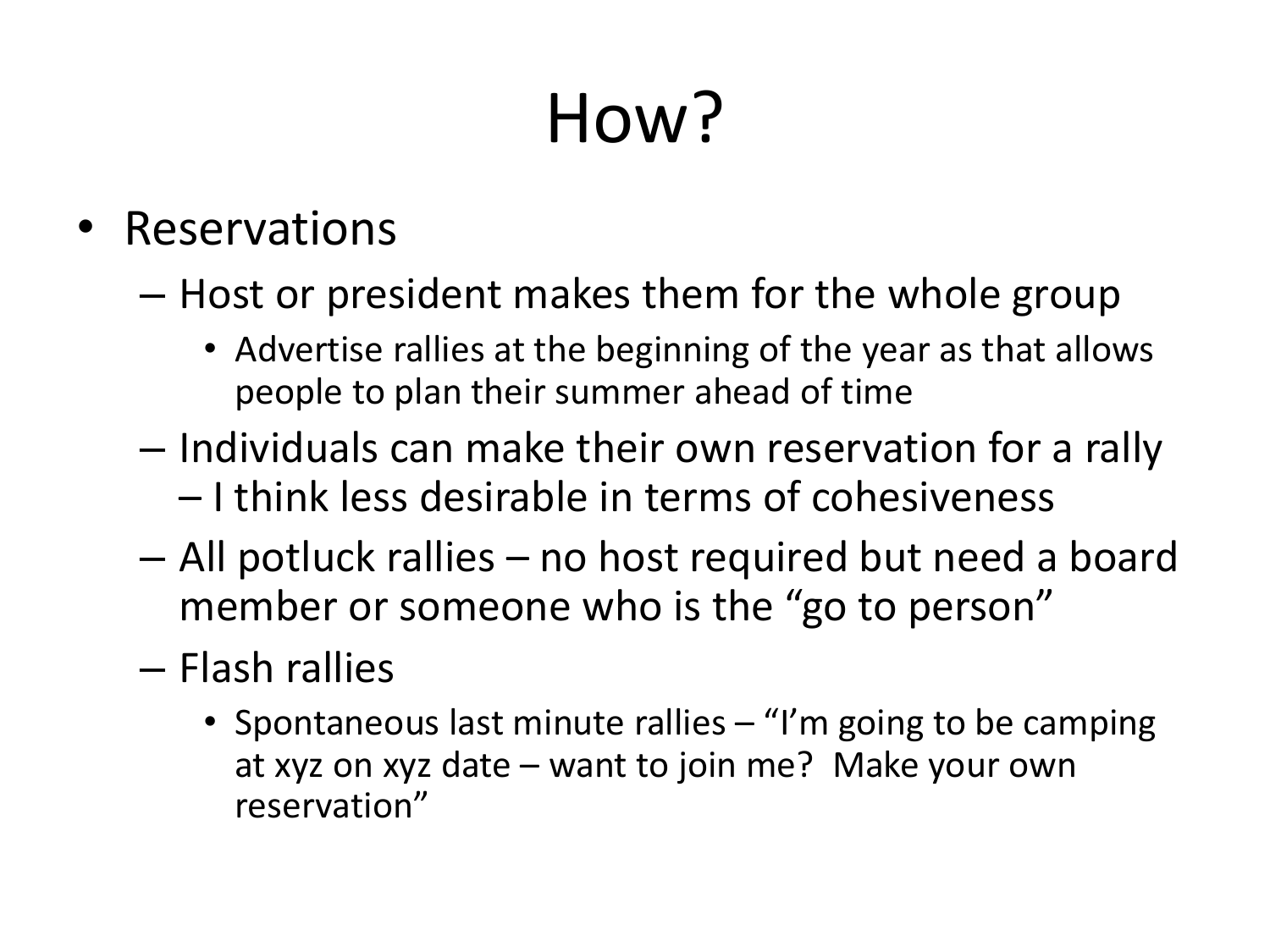# How?

- Reservations
  - Host or president makes them for the whole group
    - Advertise rallies at the beginning of the year as that allows people to plan their summer ahead of time
  - Individuals can make their own reservation for a rally – I think less desirable in terms of cohesiveness
  - All potluck rallies – no host required but need a board member or someone who is the "go to person"
  - Flash rallies
    - Spontaneous last minute rallies – "I'm going to be camping at xyz on xyz date – want to join me? Make your own reservation"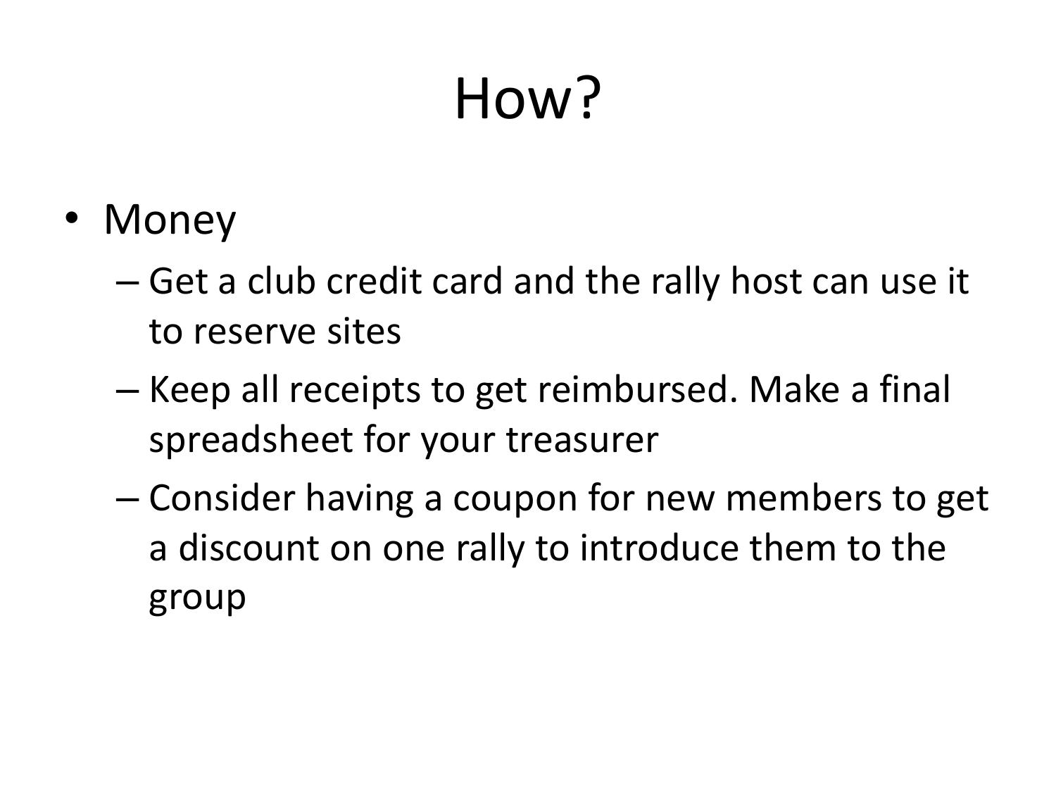# How?

- Money
  - Get a club credit card and the rally host can use it to reserve sites
  - Keep all receipts to get reimbursed. Make a final spreadsheet for your treasurer
  - Consider having a coupon for new members to get a discount on one rally to introduce them to the group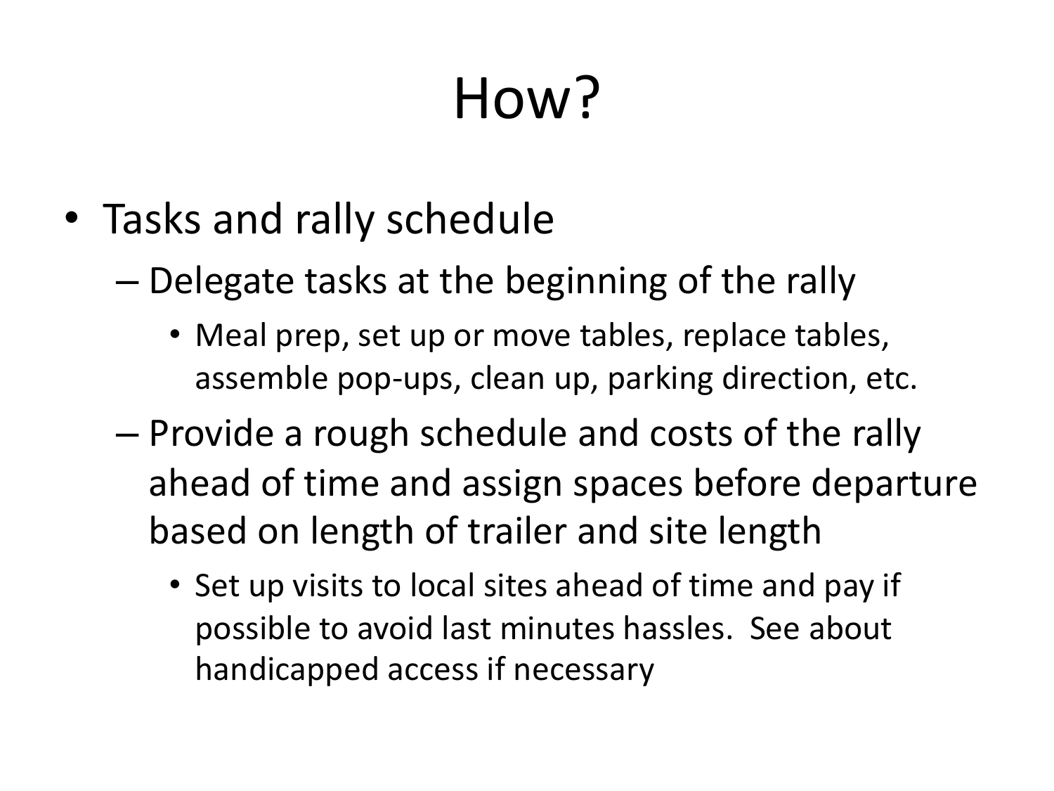# How?

- Tasks and rally schedule
  - Delegate tasks at the beginning of the rally
    - Meal prep, set up or move tables, replace tables, assemble pop-ups, clean up, parking direction, etc.
  - Provide a rough schedule and costs of the rally ahead of time and assign spaces before departure based on length of trailer and site length
    - Set up visits to local sites ahead of time and pay if possible to avoid last minutes hassles. See about handicapped access if necessary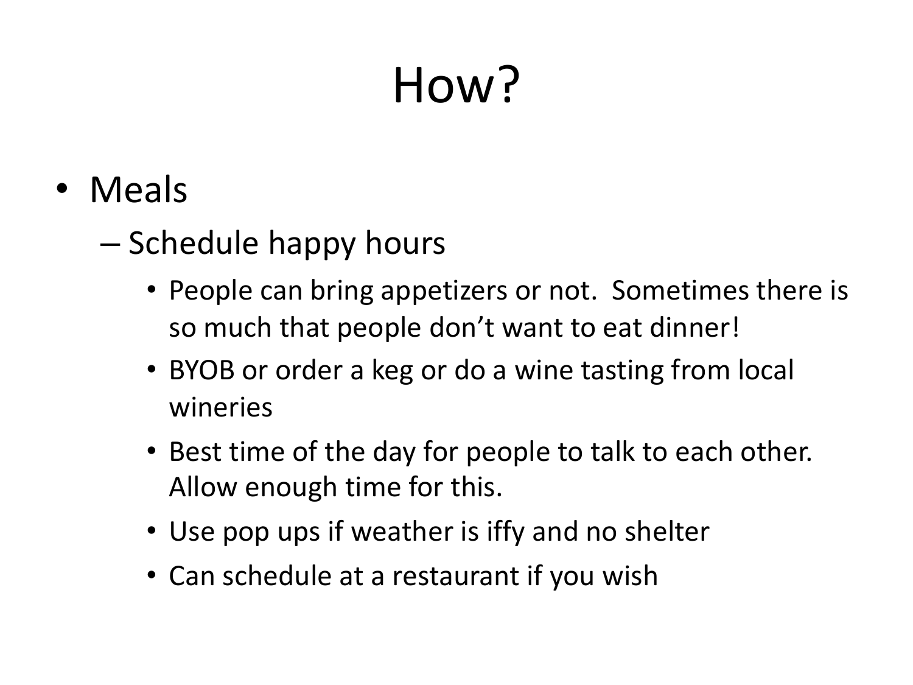# How?

- Meals
  - Schedule happy hours
    - People can bring appetizers or not. Sometimes there is so much that people don't want to eat dinner!
    - BYOB or order a keg or do a wine tasting from local wineries
    - Best time of the day for people to talk to each other. Allow enough time for this.
    - Use pop ups if weather is iffy and no shelter
    - Can schedule at a restaurant if you wish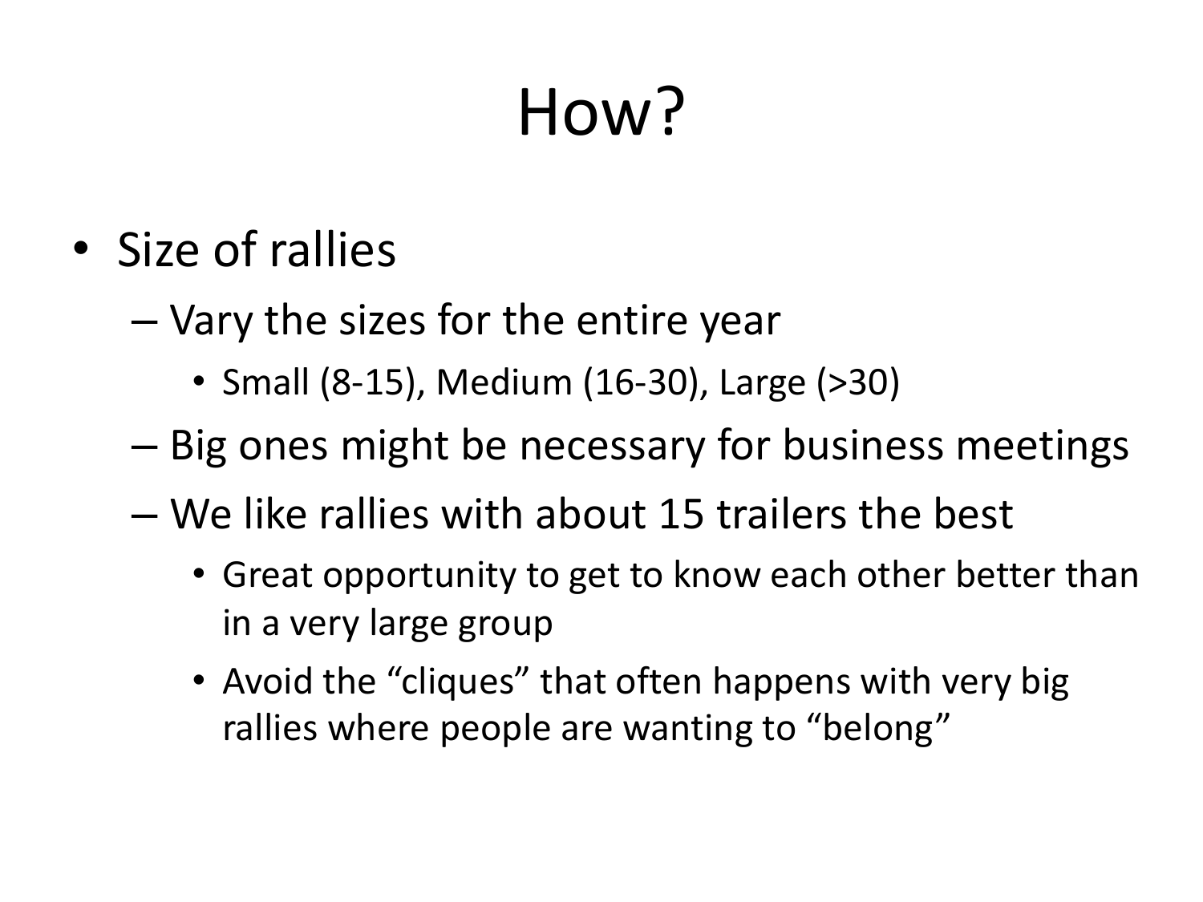# How?

- Size of rallies
  - Vary the sizes for the entire year
    - Small (8-15), Medium (16-30), Large (>30)
  - Big ones might be necessary for business meetings
  - We like rallies with about 15 trailers the best
    - Great opportunity to get to know each other better than in a very large group
    - Avoid the "cliques" that often happens with very big rallies where people are wanting to "belong"